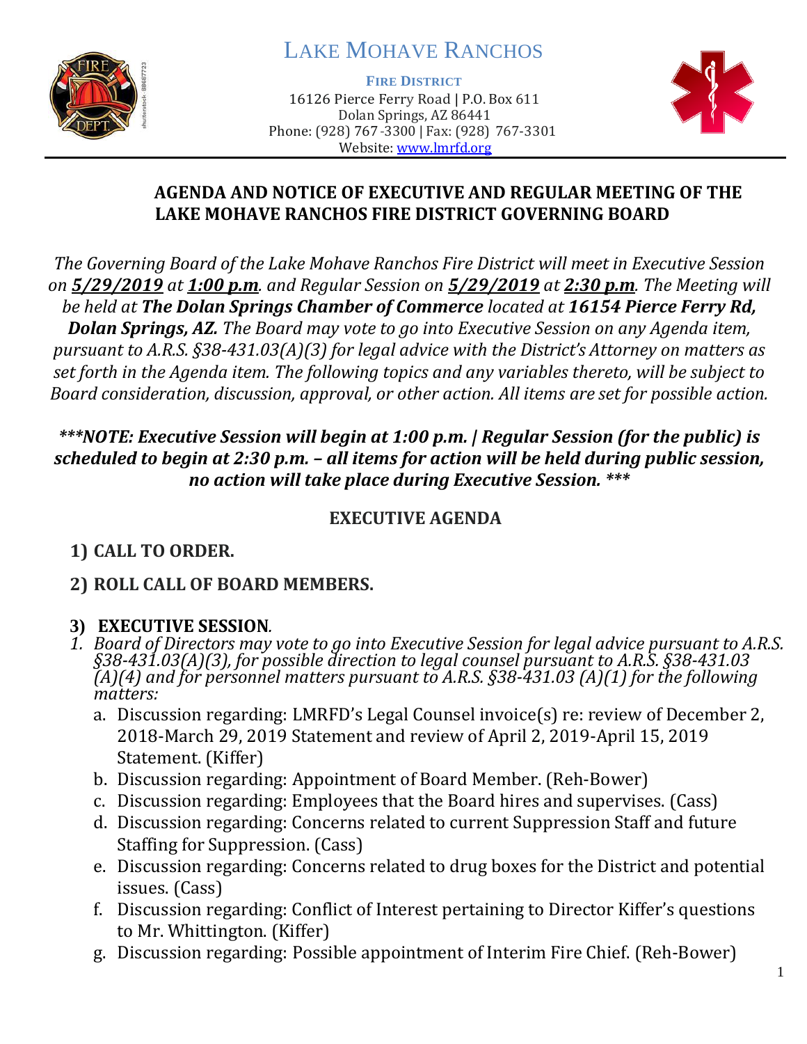# LAKE MOHAVE RANCHOS

**FIRE DISTRICT**

16126 Pierce Ferry Road | P.O. Box 611
Dolan Springs, AZ 86441
Phone: (928) 767-3300 | Fax: (928) 767-3301
Website: www.lmrfd.org

## AGENDA AND NOTICE OF EXECUTIVE AND REGULAR MEETING OF THE LAKE MOHAVE RANCHOS FIRE DISTRICT GOVERNING BOARD

*The Governing Board of the Lake Mohave Ranchos Fire District will meet in Executive Session on **5/29/2019** at **1:00 p.m**. and Regular Session on **5/29/2019** at **2:30 p.m**. The Meeting will be held at **The Dolan Springs Chamber of Commerce** located at **16154 Pierce Ferry Rd, Dolan Springs, AZ.** The Board may vote to go into Executive Session on any Agenda item, pursuant to A.R.S. §38-431.03(A)(3) for legal advice with the District's Attorney on matters as set forth in the Agenda item. The following topics and any variables thereto, will be subject to Board consideration, discussion, approval, or other action. All items are set for possible action.*

***\*\*\*NOTE: Executive Session will begin at 1:00 p.m. | Regular Session (for the public) is scheduled to begin at 2:30 p.m. – all items for action will be held during public session, no action will take place during Executive Session. \*\*\****

### EXECUTIVE AGENDA

**1) CALL TO ORDER.**

**2) ROLL CALL OF BOARD MEMBERS.**

**3) EXECUTIVE SESSION.**

1. *Board of Directors may vote to go into Executive Session for legal advice pursuant to A.R.S. §38-431.03(A)(3), for possible direction to legal counsel pursuant to A.R.S. §38-431.03 (A)(4) and for personnel matters pursuant to A.R.S. §38-431.03 (A)(1) for the following matters:*
   a. Discussion regarding: LMRFD's Legal Counsel invoice(s) re: review of December 2, 2018-March 29, 2019 Statement and review of April 2, 2019-April 15, 2019 Statement. (Kiffer)
   b. Discussion regarding: Appointment of Board Member. (Reh-Bower)
   c. Discussion regarding: Employees that the Board hires and supervises. (Cass)
   d. Discussion regarding: Concerns related to current Suppression Staff and future Staffing for Suppression. (Cass)
   e. Discussion regarding: Concerns related to drug boxes for the District and potential issues. (Cass)
   f. Discussion regarding: Conflict of Interest pertaining to Director Kiffer's questions to Mr. Whittington. (Kiffer)
   g. Discussion regarding: Possible appointment of Interim Fire Chief. (Reh-Bower)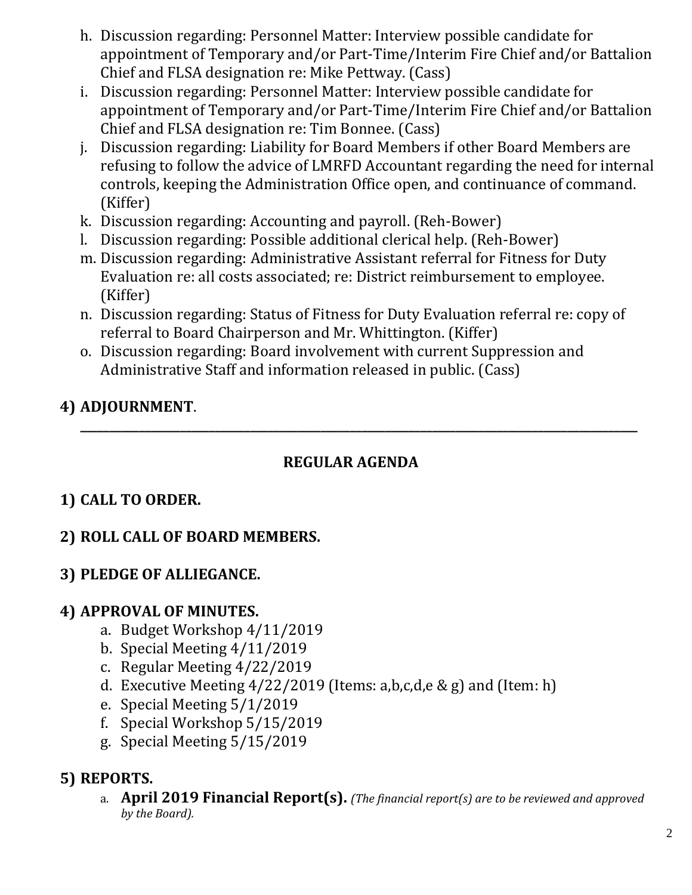h. Discussion regarding: Personnel Matter: Interview possible candidate for appointment of Temporary and/or Part-Time/Interim Fire Chief and/or Battalion Chief and FLSA designation re: Mike Pettway. (Cass)
i. Discussion regarding: Personnel Matter: Interview possible candidate for appointment of Temporary and/or Part-Time/Interim Fire Chief and/or Battalion Chief and FLSA designation re: Tim Bonnee. (Cass)
j. Discussion regarding: Liability for Board Members if other Board Members are refusing to follow the advice of LMRFD Accountant regarding the need for internal controls, keeping the Administration Office open, and continuance of command. (Kiffer)
k. Discussion regarding: Accounting and payroll. (Reh-Bower)
l. Discussion regarding: Possible additional clerical help. (Reh-Bower)
m. Discussion regarding: Administrative Assistant referral for Fitness for Duty Evaluation re: all costs associated; re: District reimbursement to employee. (Kiffer)
n. Discussion regarding: Status of Fitness for Duty Evaluation referral re: copy of referral to Board Chairperson and Mr. Whittington. (Kiffer)
o. Discussion regarding: Board involvement with current Suppression and Administrative Staff and information released in public. (Cass)

## 4) ADJOURNMENT.

---

## REGULAR AGENDA

## 1) CALL TO ORDER.

## 2) ROLL CALL OF BOARD MEMBERS.

## 3) PLEDGE OF ALLIEGANCE.

## 4) APPROVAL OF MINUTES.

a. Budget Workshop 4/11/2019
b. Special Meeting 4/11/2019
c. Regular Meeting 4/22/2019
d. Executive Meeting 4/22/2019 (Items: a,b,c,d,e & g) and (Item: h)
e. Special Meeting 5/1/2019
f. Special Workshop 5/15/2019
g. Special Meeting 5/15/2019

## 5) REPORTS.

a. **April 2019 Financial Report(s).** *(The financial report(s) are to be reviewed and approved by the Board).*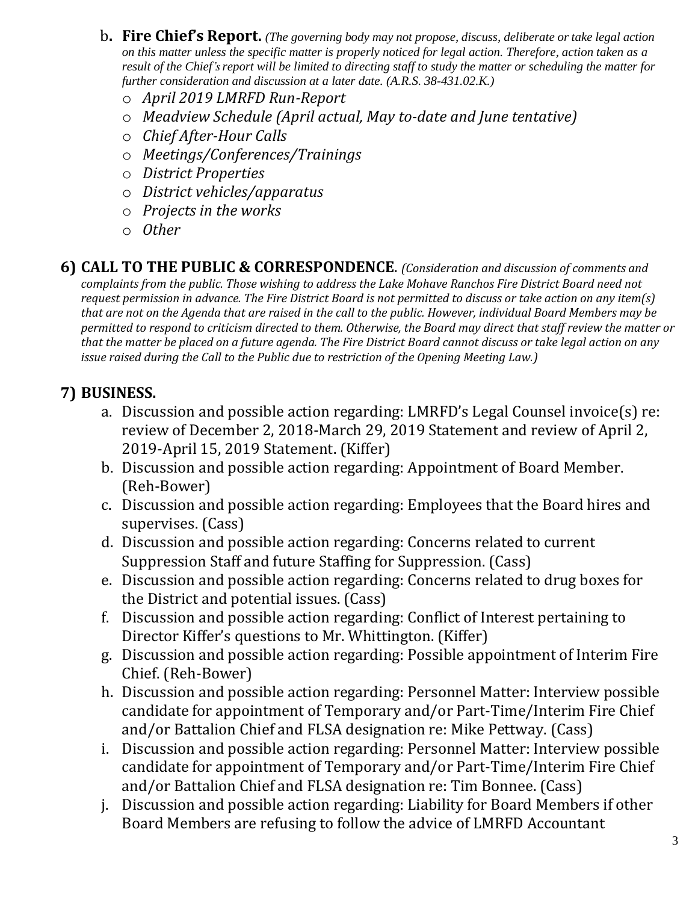b. **Fire Chief's Report.** *(The governing body may not propose, discuss, deliberate or take legal action on this matter unless the specific matter is properly noticed for legal action. Therefore, action taken as a result of the Chief's report will be limited to directing staff to study the matter or scheduling the matter for further consideration and discussion at a later date. (A.R.S. 38-431.02.K.)*

- *April 2019 LMRFD Run-Report*
- *Meadview Schedule (April actual, May to-date and June tentative)*
- *Chief After-Hour Calls*
- *Meetings/Conferences/Trainings*
- *District Properties*
- *District vehicles/apparatus*
- *Projects in the works*
- *Other*

## 6) CALL TO THE PUBLIC & CORRESPONDENCE.

*(Consideration and discussion of comments and complaints from the public. Those wishing to address the Lake Mohave Ranchos Fire District Board need not request permission in advance. The Fire District Board is not permitted to discuss or take action on any item(s) that are not on the Agenda that are raised in the call to the public. However, individual Board Members may be permitted to respond to criticism directed to them. Otherwise, the Board may direct that staff review the matter or that the matter be placed on a future agenda. The Fire District Board cannot discuss or take legal action on any issue raised during the Call to the Public due to restriction of the Opening Meeting Law.)*

## 7) BUSINESS.

a. Discussion and possible action regarding: LMRFD's Legal Counsel invoice(s) re: review of December 2, 2018-March 29, 2019 Statement and review of April 2, 2019-April 15, 2019 Statement. (Kiffer)

b. Discussion and possible action regarding: Appointment of Board Member. (Reh-Bower)

c. Discussion and possible action regarding: Employees that the Board hires and supervises. (Cass)

d. Discussion and possible action regarding: Concerns related to current Suppression Staff and future Staffing for Suppression. (Cass)

e. Discussion and possible action regarding: Concerns related to drug boxes for the District and potential issues. (Cass)

f. Discussion and possible action regarding: Conflict of Interest pertaining to Director Kiffer's questions to Mr. Whittington. (Kiffer)

g. Discussion and possible action regarding: Possible appointment of Interim Fire Chief. (Reh-Bower)

h. Discussion and possible action regarding: Personnel Matter: Interview possible candidate for appointment of Temporary and/or Part-Time/Interim Fire Chief and/or Battalion Chief and FLSA designation re: Mike Pettway. (Cass)

i. Discussion and possible action regarding: Personnel Matter: Interview possible candidate for appointment of Temporary and/or Part-Time/Interim Fire Chief and/or Battalion Chief and FLSA designation re: Tim Bonnee. (Cass)

j. Discussion and possible action regarding: Liability for Board Members if other Board Members are refusing to follow the advice of LMRFD Accountant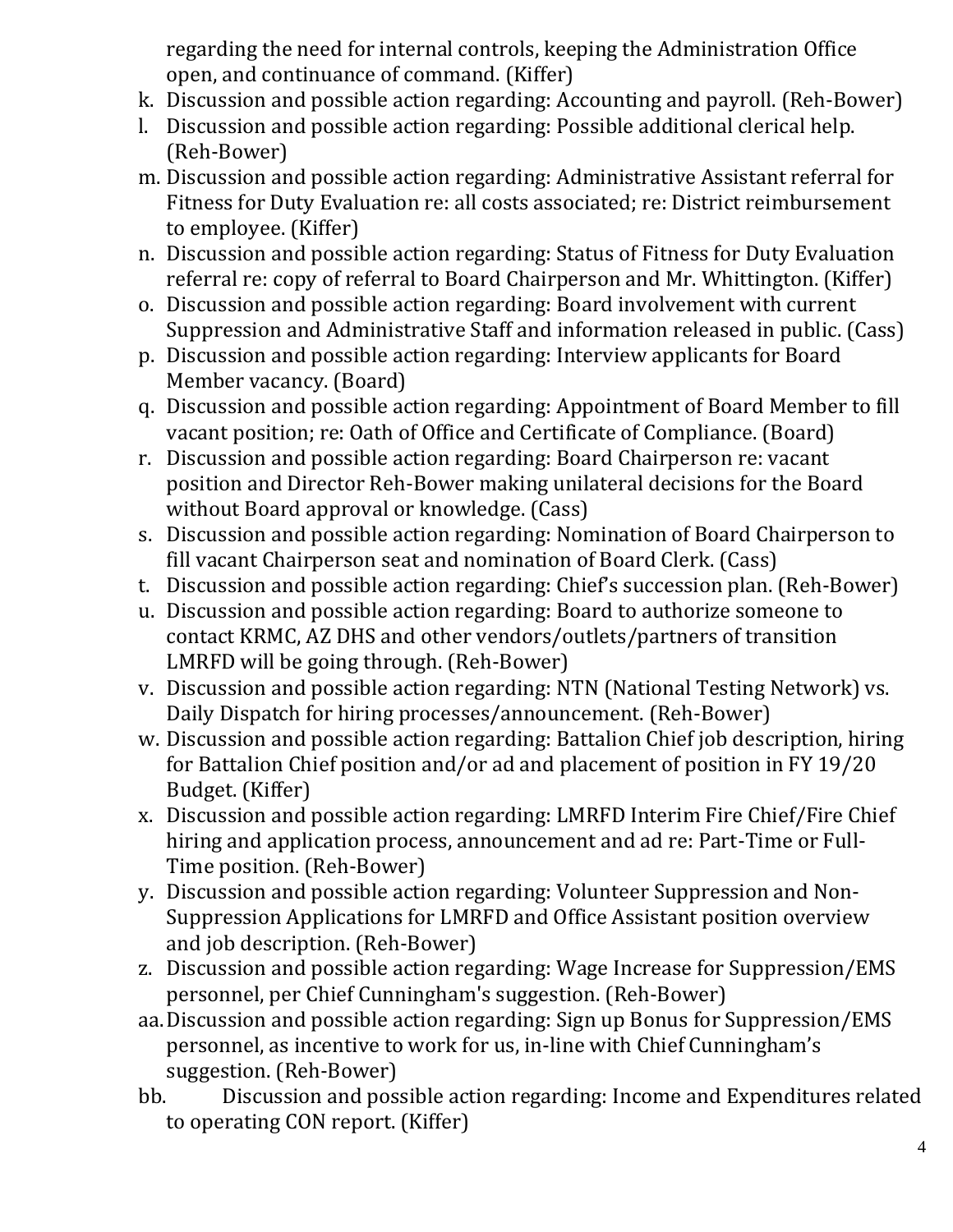regarding the need for internal controls, keeping the Administration Office open, and continuance of command. (Kiffer)

k. Discussion and possible action regarding: Accounting and payroll. (Reh-Bower)
l. Discussion and possible action regarding: Possible additional clerical help. (Reh-Bower)
m. Discussion and possible action regarding: Administrative Assistant referral for Fitness for Duty Evaluation re: all costs associated; re: District reimbursement to employee. (Kiffer)
n. Discussion and possible action regarding: Status of Fitness for Duty Evaluation referral re: copy of referral to Board Chairperson and Mr. Whittington. (Kiffer)
o. Discussion and possible action regarding: Board involvement with current Suppression and Administrative Staff and information released in public. (Cass)
p. Discussion and possible action regarding: Interview applicants for Board Member vacancy. (Board)
q. Discussion and possible action regarding: Appointment of Board Member to fill vacant position; re: Oath of Office and Certificate of Compliance. (Board)
r. Discussion and possible action regarding: Board Chairperson re: vacant position and Director Reh-Bower making unilateral decisions for the Board without Board approval or knowledge. (Cass)
s. Discussion and possible action regarding: Nomination of Board Chairperson to fill vacant Chairperson seat and nomination of Board Clerk. (Cass)
t. Discussion and possible action regarding: Chief's succession plan. (Reh-Bower)
u. Discussion and possible action regarding: Board to authorize someone to contact KRMC, AZ DHS and other vendors/outlets/partners of transition LMRFD will be going through. (Reh-Bower)
v. Discussion and possible action regarding: NTN (National Testing Network) vs. Daily Dispatch for hiring processes/announcement. (Reh-Bower)
w. Discussion and possible action regarding: Battalion Chief job description, hiring for Battalion Chief position and/or ad and placement of position in FY 19/20 Budget. (Kiffer)
x. Discussion and possible action regarding: LMRFD Interim Fire Chief/Fire Chief hiring and application process, announcement and ad re: Part-Time or Full-Time position. (Reh-Bower)
y. Discussion and possible action regarding: Volunteer Suppression and Non-Suppression Applications for LMRFD and Office Assistant position overview and job description. (Reh-Bower)
z. Discussion and possible action regarding: Wage Increase for Suppression/EMS personnel, per Chief Cunningham's suggestion. (Reh-Bower)

aa. Discussion and possible action regarding: Sign up Bonus for Suppression/EMS personnel, as incentive to work for us, in-line with Chief Cunningham's suggestion. (Reh-Bower)

bb. Discussion and possible action regarding: Income and Expenditures related to operating CON report. (Kiffer)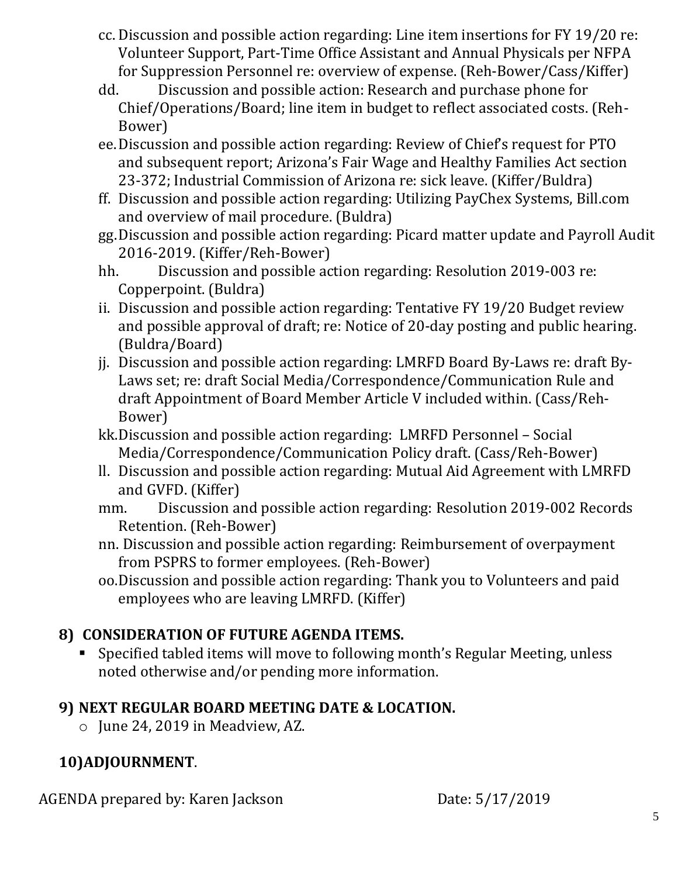cc. Discussion and possible action regarding: Line item insertions for FY 19/20 re: Volunteer Support, Part-Time Office Assistant and Annual Physicals per NFPA for Suppression Personnel re: overview of expense. (Reh-Bower/Cass/Kiffer)

dd. Discussion and possible action: Research and purchase phone for Chief/Operations/Board; line item in budget to reflect associated costs. (Reh-Bower)

ee. Discussion and possible action regarding: Review of Chief's request for PTO and subsequent report; Arizona's Fair Wage and Healthy Families Act section 23-372; Industrial Commission of Arizona re: sick leave. (Kiffer/Buldra)

ff. Discussion and possible action regarding: Utilizing PayChex Systems, Bill.com and overview of mail procedure. (Buldra)

gg. Discussion and possible action regarding: Picard matter update and Payroll Audit 2016-2019. (Kiffer/Reh-Bower)

hh. Discussion and possible action regarding: Resolution 2019-003 re: Copperpoint. (Buldra)

ii. Discussion and possible action regarding: Tentative FY 19/20 Budget review and possible approval of draft; re: Notice of 20-day posting and public hearing. (Buldra/Board)

jj. Discussion and possible action regarding: LMRFD Board By-Laws re: draft By-Laws set; re: draft Social Media/Correspondence/Communication Rule and draft Appointment of Board Member Article V included within. (Cass/Reh-Bower)

kk. Discussion and possible action regarding: LMRFD Personnel – Social Media/Correspondence/Communication Policy draft. (Cass/Reh-Bower)

ll. Discussion and possible action regarding: Mutual Aid Agreement with LMRFD and GVFD. (Kiffer)

mm. Discussion and possible action regarding: Resolution 2019-002 Records Retention. (Reh-Bower)

nn. Discussion and possible action regarding: Reimbursement of overpayment from PSPRS to former employees. (Reh-Bower)

oo. Discussion and possible action regarding: Thank you to Volunteers and paid employees who are leaving LMRFD. (Kiffer)

## 8) CONSIDERATION OF FUTURE AGENDA ITEMS.

- Specified tabled items will move to following month's Regular Meeting, unless noted otherwise and/or pending more information.

## 9) NEXT REGULAR BOARD MEETING DATE & LOCATION.

- June 24, 2019 in Meadview, AZ.

## 10) ADJOURNMENT.

AGENDA prepared by: Karen Jackson Date: 5/17/2019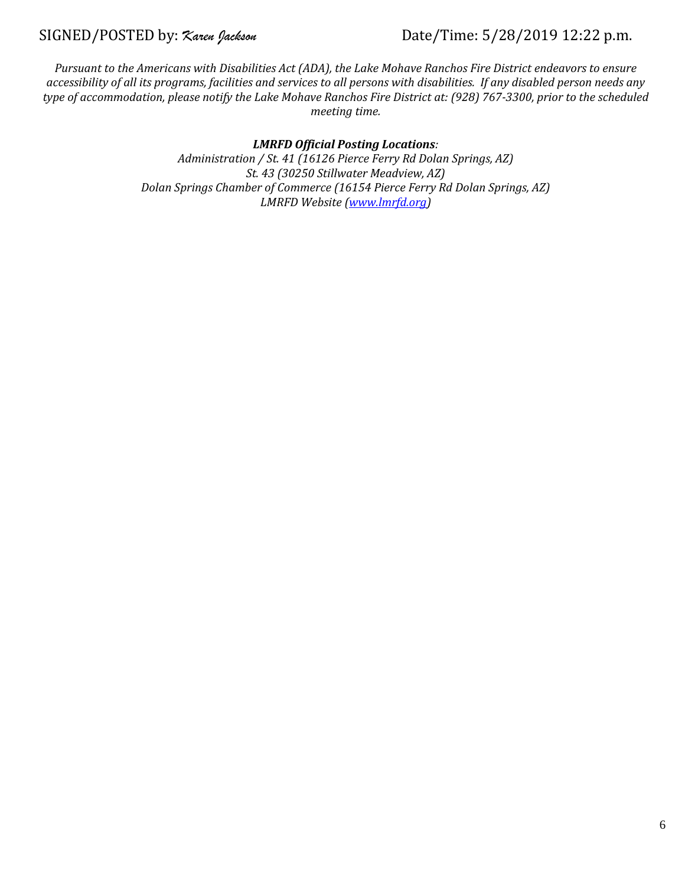SIGNED/POSTED by: *Karen Jackson* Date/Time: 5/28/2019 12:22 p.m.

*Pursuant to the Americans with Disabilities Act (ADA), the Lake Mohave Ranchos Fire District endeavors to ensure accessibility of all its programs, facilities and services to all persons with disabilities. If any disabled person needs any type of accommodation, please notify the Lake Mohave Ranchos Fire District at: (928) 767-3300, prior to the scheduled meeting time.*

***LMRFD Official Posting Locations**:*

*Administration / St. 41 (16126 Pierce Ferry Rd Dolan Springs, AZ)*
*St. 43 (30250 Stillwater Meadview, AZ)*
*Dolan Springs Chamber of Commerce (16154 Pierce Ferry Rd Dolan Springs, AZ)*
*LMRFD Website ([www.lmrfd.org](http://www.lmrfd.org))*